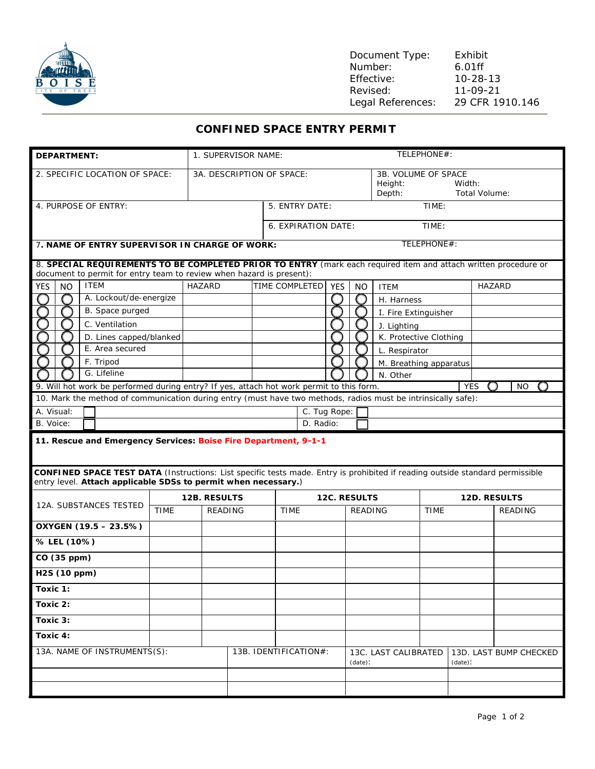| | |
|---|---|
| Document Type: | Exhibit |
| Number: | 6.01ff |
| Effective: | 10-28-13 |
| Revised: | 11-09-21 |
| Legal References: | 29 CFR 1910.146 |

# CONFINED SPACE ENTRY PERMIT

| | | |
|---|---|---|
| **DEPARTMENT:** | 1. SUPERVISOR NAME: | TELEPHONE#: |
| 2. SPECIFIC LOCATION OF SPACE: | 3A. DESCRIPTION OF SPACE: | 3B. VOLUME OF SPACE<br>Height: Width:<br>Depth: Total Volume: |
| 4. PURPOSE OF ENTRY: | 5. ENTRY DATE: | TIME: |
| | 6. EXPIRATION DATE: | TIME: |
| 7. **NAME OF ENTRY SUPERVISOR IN CHARGE OF WORK:** | | TELEPHONE#: |

8. **SPECIAL REQUIREMENTS TO BE COMPLETED PRIOR TO ENTRY** (mark each required item and attach written procedure or document to permit for entry team to review when hazard is present):

| YES | NO | ITEM | HAZARD | TIME COMPLETED | YES | NO | ITEM | HAZARD |
|---|---|---|---|---|---|---|---|---|
| ◯ | ◯ | A. Lockout/de-energize | | | ◯ | ◯ | H. Harness | |
| ◯ | ◯ | B. Space purged | | | ◯ | ◯ | I. Fire Extinguisher | |
| ◯ | ◯ | C. Ventilation | | | ◯ | ◯ | J. Lighting | |
| ◯ | ◯ | D. Lines capped/blanked | | | ◯ | ◯ | K. Protective Clothing | |
| ◯ | ◯ | E. Area secured | | | ◯ | ◯ | L. Respirator | |
| ◯ | ◯ | F. Tripod | | | ◯ | ◯ | M. Breathing apparatus | |
| ◯ | ◯ | G. Lifeline | | | ◯ | ◯ | N. Other | |

9. Will hot work be performed during entry? If yes, attach hot work permit to this form. YES ◯ NO ◯

10. Mark the method of communication during entry (must have two methods, radios must be intrinsically safe):

| | | | |
|---|---|---|---|
| A. Visual: | ☐ | C. Tug Rope: | ☐ |
| B. Voice: | ☐ | D. Radio: | ☐ |

**11. Rescue and Emergency Services: Boise Fire Department, 9-1-1**

**CONFINED SPACE TEST DATA** (Instructions: List specific tests made. Entry is prohibited if reading outside standard permissible entry level. **Attach applicable SDSs to permit when necessary.**)

| 12A. SUBSTANCES TESTED | 12B. RESULTS | | 12C. RESULTS | | 12D. RESULTS | |
|---|---|---|---|---|---|---|
| | TIME | READING | TIME | READING | TIME | READING |
| **OXYGEN (19.5 – 23.5%)** | | | | | | |
| **% LEL (10%)** | | | | | | |
| **CO (35 ppm)** | | | | | | |
| **H2S (10 ppm)** | | | | | | |
| **Toxic 1:** | | | | | | |
| **Toxic 2:** | | | | | | |
| **Toxic 3:** | | | | | | |
| **Toxic 4:** | | | | | | |

| 13A. NAME OF INSTRUMENTS(S): | 13B. IDENTIFICATION#: | 13C. LAST CALIBRATED (date): | 13D. LAST BUMP CHECKED (date): |
|---|---|---|---|
| | | | |
| | | | |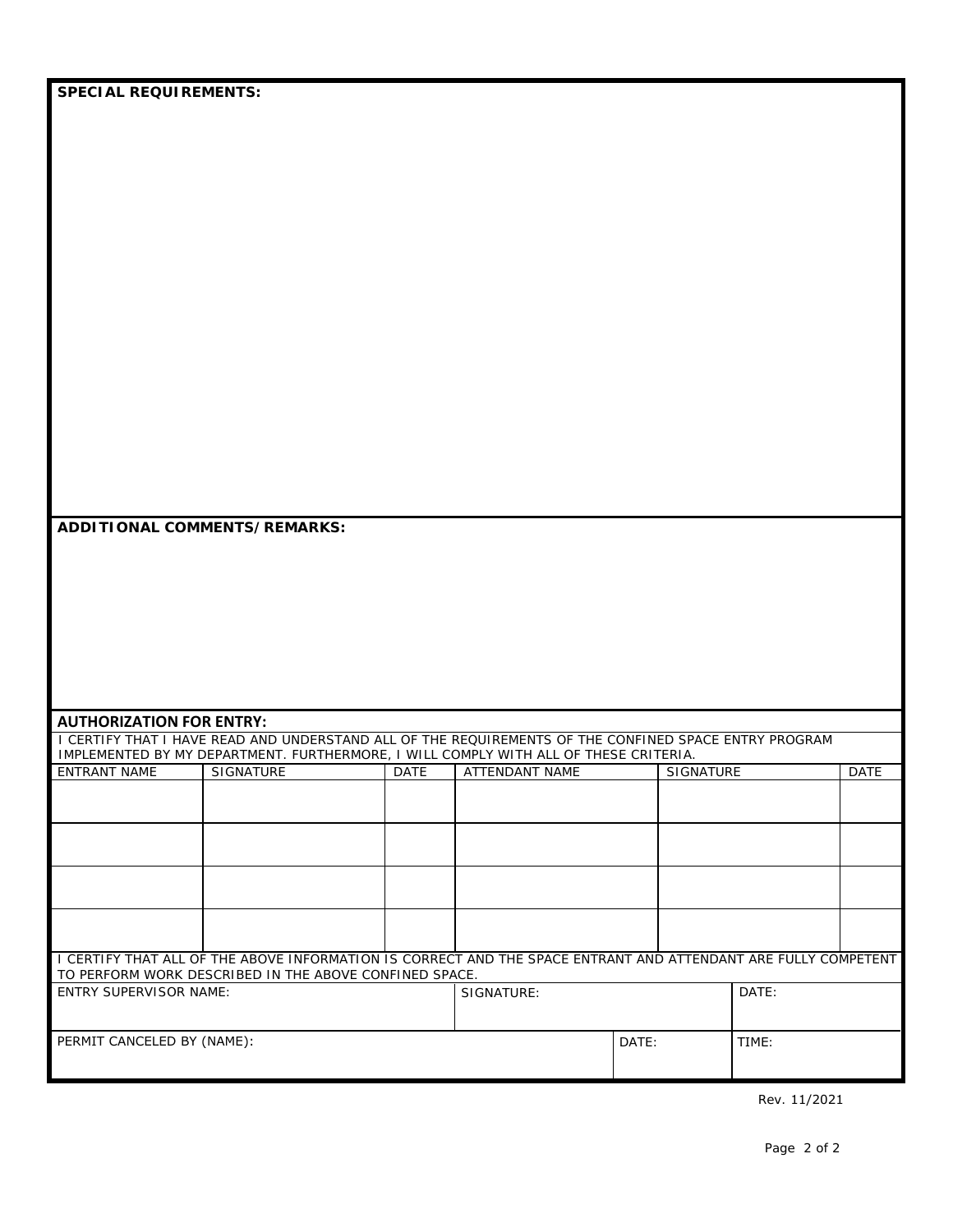**SPECIAL REQUIREMENTS:**

**ADDITIONAL COMMENTS/REMARKS:**

**AUTHORIZATION FOR ENTRY:**

I CERTIFY THAT I HAVE READ AND UNDERSTAND ALL OF THE REQUIREMENTS OF THE CONFINED SPACE ENTRY PROGRAM IMPLEMENTED BY MY DEPARTMENT. FURTHERMORE, I WILL COMPLY WITH ALL OF THESE CRITERIA.

| ENTRANT NAME | SIGNATURE | DATE | ATTENDANT NAME | SIGNATURE | DATE |
|---|---|---|---|---|---|
| | | | | | |
| | | | | | |
| | | | | | |
| | | | | | |

I CERTIFY THAT ALL OF THE ABOVE INFORMATION IS CORRECT AND THE SPACE ENTRANT AND ATTENDANT ARE FULLY COMPETENT TO PERFORM WORK DESCRIBED IN THE ABOVE CONFINED SPACE.

| ENTRY SUPERVISOR NAME: | SIGNATURE: | DATE: |
|---|---|---|
| | | |

| PERMIT CANCELED BY (NAME): | DATE: | TIME: |
|---|---|---|
| | | |

Rev. 11/2021